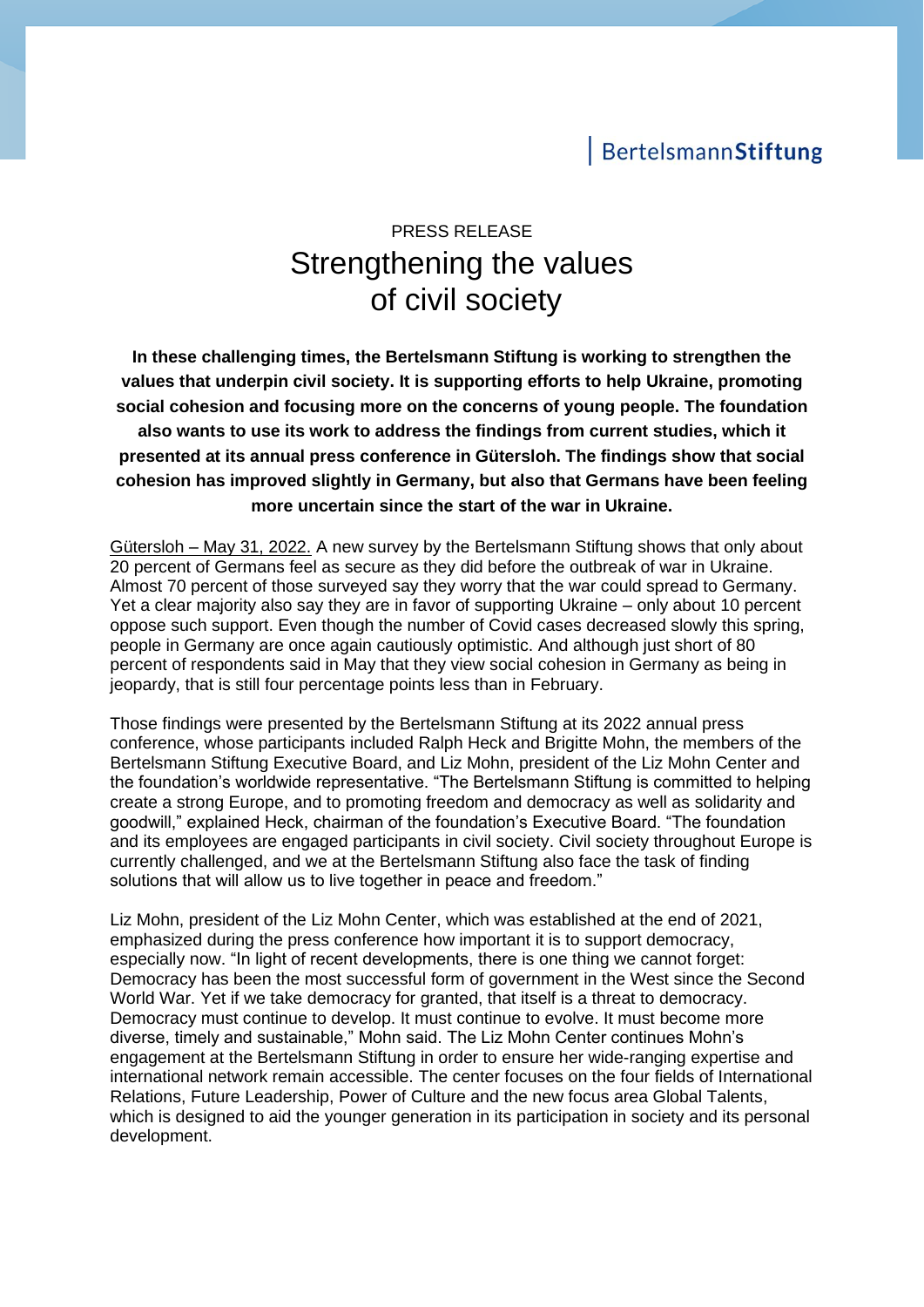BertelsmannStiftung

PRESS RELEASE

# Strengthening the values of civil society

**In these challenging times, the Bertelsmann Stiftung is working to strengthen the values that underpin civil society. It is supporting efforts to help Ukraine, promoting social cohesion and focusing more on the concerns of young people. The foundation also wants to use its work to address the findings from current studies, which it presented at its annual press conference in Gütersloh. The findings show that social cohesion has improved slightly in Germany, but also that Germans have been feeling more uncertain since the start of the war in Ukraine.**

Gütersloh – May 31, 2022. A new survey by the Bertelsmann Stiftung shows that only about 20 percent of Germans feel as secure as they did before the outbreak of war in Ukraine. Almost 70 percent of those surveyed say they worry that the war could spread to Germany. Yet a clear majority also say they are in favor of supporting Ukraine – only about 10 percent oppose such support. Even though the number of Covid cases decreased slowly this spring, people in Germany are once again cautiously optimistic. And although just short of 80 percent of respondents said in May that they view social cohesion in Germany as being in jeopardy, that is still four percentage points less than in February.

Those findings were presented by the Bertelsmann Stiftung at its 2022 annual press conference, whose participants included Ralph Heck and Brigitte Mohn, the members of the Bertelsmann Stiftung Executive Board, and Liz Mohn, president of the Liz Mohn Center and the foundation's worldwide representative. "The Bertelsmann Stiftung is committed to helping create a strong Europe, and to promoting freedom and democracy as well as solidarity and goodwill," explained Heck, chairman of the foundation's Executive Board. "The foundation and its employees are engaged participants in civil society. Civil society throughout Europe is currently challenged, and we at the Bertelsmann Stiftung also face the task of finding solutions that will allow us to live together in peace and freedom."

Liz Mohn, president of the Liz Mohn Center, which was established at the end of 2021, emphasized during the press conference how important it is to support democracy, especially now. "In light of recent developments, there is one thing we cannot forget: Democracy has been the most successful form of government in the West since the Second World War. Yet if we take democracy for granted, that itself is a threat to democracy. Democracy must continue to develop. It must continue to evolve. It must become more diverse, timely and sustainable," Mohn said. The Liz Mohn Center continues Mohn's engagement at the Bertelsmann Stiftung in order to ensure her wide-ranging expertise and international network remain accessible. The center focuses on the four fields of International Relations, Future Leadership, Power of Culture and the new focus area Global Talents, which is designed to aid the younger generation in its participation in society and its personal development.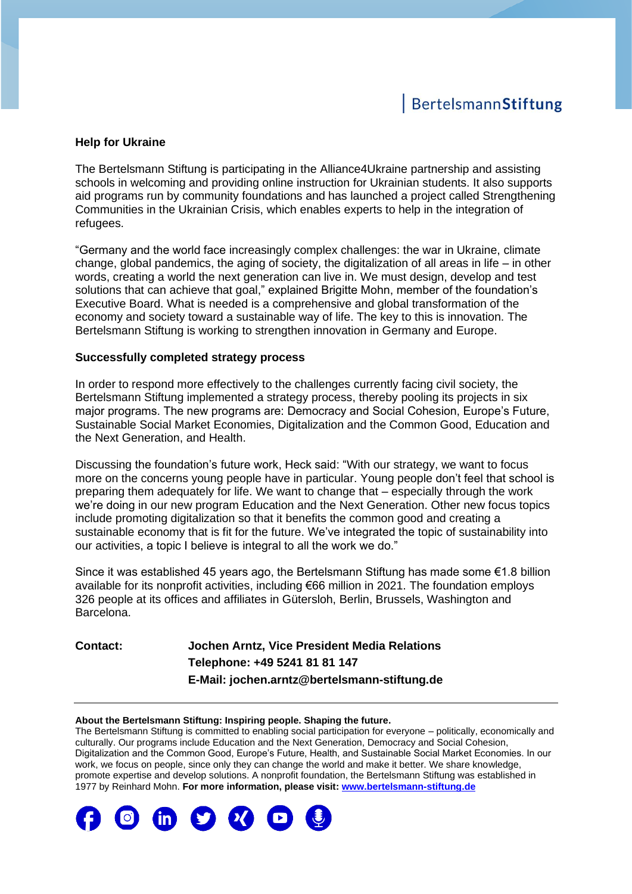**Help for Ukraine**

The Bertelsmann Stiftung is participating in the Alliance4Ukraine partnership and assisting schools in welcoming and providing online instruction for Ukrainian students. It also supports aid programs run by community foundations and has launched a project called Strengthening Communities in the Ukrainian Crisis, which enables experts to help in the integration of refugees.

"Germany and the world face increasingly complex challenges: the war in Ukraine, climate change, global pandemics, the aging of society, the digitalization of all areas in life – in other words, creating a world the next generation can live in. We must design, develop and test solutions that can achieve that goal," explained Brigitte Mohn, member of the foundation's Executive Board. What is needed is a comprehensive and global transformation of the economy and society toward a sustainable way of life. The key to this is innovation. The Bertelsmann Stiftung is working to strengthen innovation in Germany and Europe.

**Successfully completed strategy process**

In order to respond more effectively to the challenges currently facing civil society, the Bertelsmann Stiftung implemented a strategy process, thereby pooling its projects in six major programs. The new programs are: Democracy and Social Cohesion, Europe's Future, Sustainable Social Market Economies, Digitalization and the Common Good, Education and the Next Generation, and Health.

Discussing the foundation's future work, Heck said: "With our strategy, we want to focus more on the concerns young people have in particular. Young people don't feel that school is preparing them adequately for life. We want to change that – especially through the work we're doing in our new program Education and the Next Generation. Other new focus topics include promoting digitalization so that it benefits the common good and creating a sustainable economy that is fit for the future. We've integrated the topic of sustainability into our activities, a topic I believe is integral to all the work we do."

Since it was established 45 years ago, the Bertelsmann Stiftung has made some €1.8 billion available for its nonprofit activities, including €66 million in 2021. The foundation employs 326 people at its offices and affiliates in Gütersloh, Berlin, Brussels, Washington and Barcelona.

**Contact:** **Jochen Arntz, Vice President Media Relations**
**Telephone: +49 5241 81 81 147**
**E-Mail: jochen.arntz@bertelsmann-stiftung.de**

---

**About the Bertelsmann Stiftung: Inspiring people. Shaping the future.**
The Bertelsmann Stiftung is committed to enabling social participation for everyone – politically, economically and culturally. Our programs include Education and the Next Generation, Democracy and Social Cohesion, Digitalization and the Common Good, Europe's Future, Health, and Sustainable Social Market Economies. In our work, we focus on people, since only they can change the world and make it better. We share knowledge, promote expertise and develop solutions. A nonprofit foundation, the Bertelsmann Stiftung was established in 1977 by Reinhard Mohn. **For more information, please visit: [www.bertelsmann-stiftung.de](www.bertelsmann-stiftung.de)**